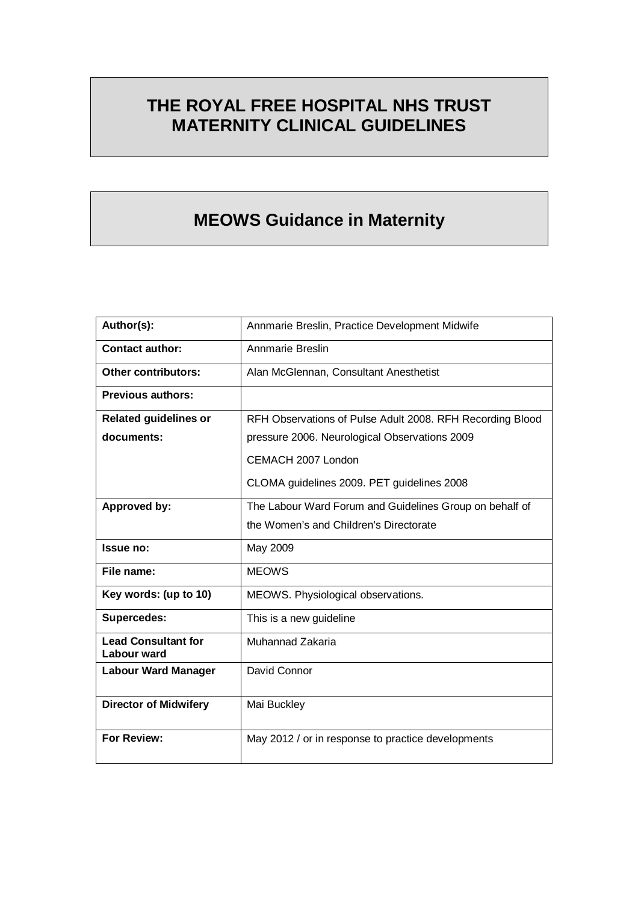# THE ROYAL FREE HOSPITAL NHS TRUST MATERNITY CLINICAL GUIDELINES

## MEOWS Guidance in Maternity

| | |
|---|---|
| **Author(s):** | Annmarie Breslin, Practice Development Midwife |
| **Contact author:** | Annmarie Breslin |
| **Other contributors:** | Alan McGlennan, Consultant Anesthetist |
| **Previous authors:** | |
| **Related guidelines or documents:** | RFH Observations of Pulse Adult 2008. RFH Recording Blood pressure 2006. Neurological Observations 2009<br>CEMACH 2007 London<br>CLOMA guidelines 2009. PET guidelines 2008 |
| **Approved by:** | The Labour Ward Forum and Guidelines Group on behalf of the Women's and Children's Directorate |
| **Issue no:** | May 2009 |
| **File name:** | MEOWS |
| **Key words: (up to 10)** | MEOWS. Physiological observations. |
| **Supercedes:** | This is a new guideline |
| **Lead Consultant for Labour ward** | Muhannad Zakaria |
| **Labour Ward Manager** | David Connor |
| **Director of Midwifery** | Mai Buckley |
| **For Review:** | May 2012 / or in response to practice developments |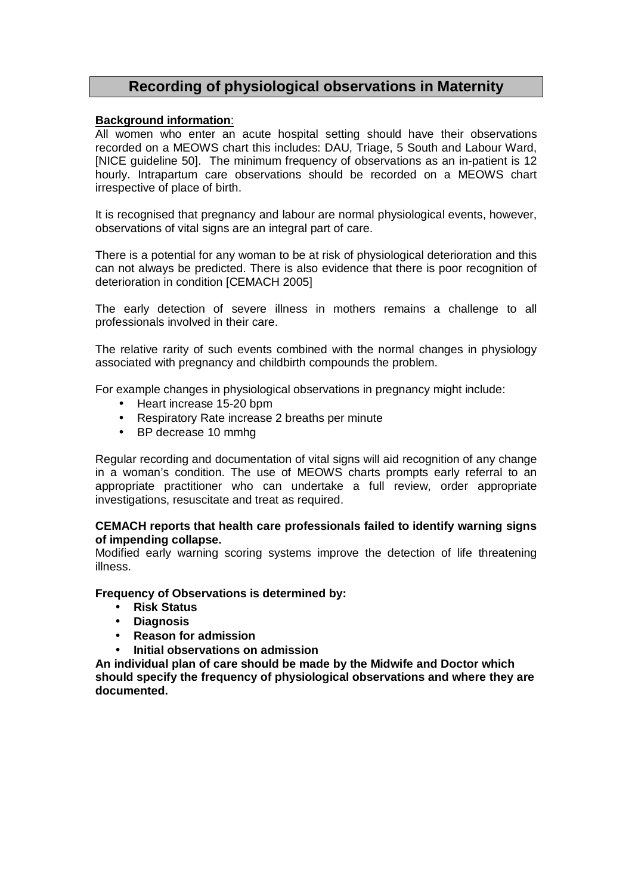# Recording of physiological observations in Maternity

**Background information**:

All women who enter an acute hospital setting should have their observations recorded on a MEOWS chart this includes: DAU, Triage, 5 South and Labour Ward, [NICE guideline 50]. The minimum frequency of observations as an in-patient is 12 hourly. Intrapartum care observations should be recorded on a MEOWS chart irrespective of place of birth.

It is recognised that pregnancy and labour are normal physiological events, however, observations of vital signs are an integral part of care.

There is a potential for any woman to be at risk of physiological deterioration and this can not always be predicted. There is also evidence that there is poor recognition of deterioration in condition [CEMACH 2005]

The early detection of severe illness in mothers remains a challenge to all professionals involved in their care.

The relative rarity of such events combined with the normal changes in physiology associated with pregnancy and childbirth compounds the problem.

For example changes in physiological observations in pregnancy might include:

- Heart increase 15-20 bpm
- Respiratory Rate increase 2 breaths per minute
- BP decrease 10 mmhg

Regular recording and documentation of vital signs will aid recognition of any change in a woman's condition. The use of MEOWS charts prompts early referral to an appropriate practitioner who can undertake a full review, order appropriate investigations, resuscitate and treat as required.

**CEMACH reports that health care professionals failed to identify warning signs of impending collapse.**

Modified early warning scoring systems improve the detection of life threatening illness.

**Frequency of Observations is determined by:**

- **Risk Status**
- **Diagnosis**
- **Reason for admission**
- **Initial observations on admission**

**An individual plan of care should be made by the Midwife and Doctor which should specify the frequency of physiological observations and where they are documented.**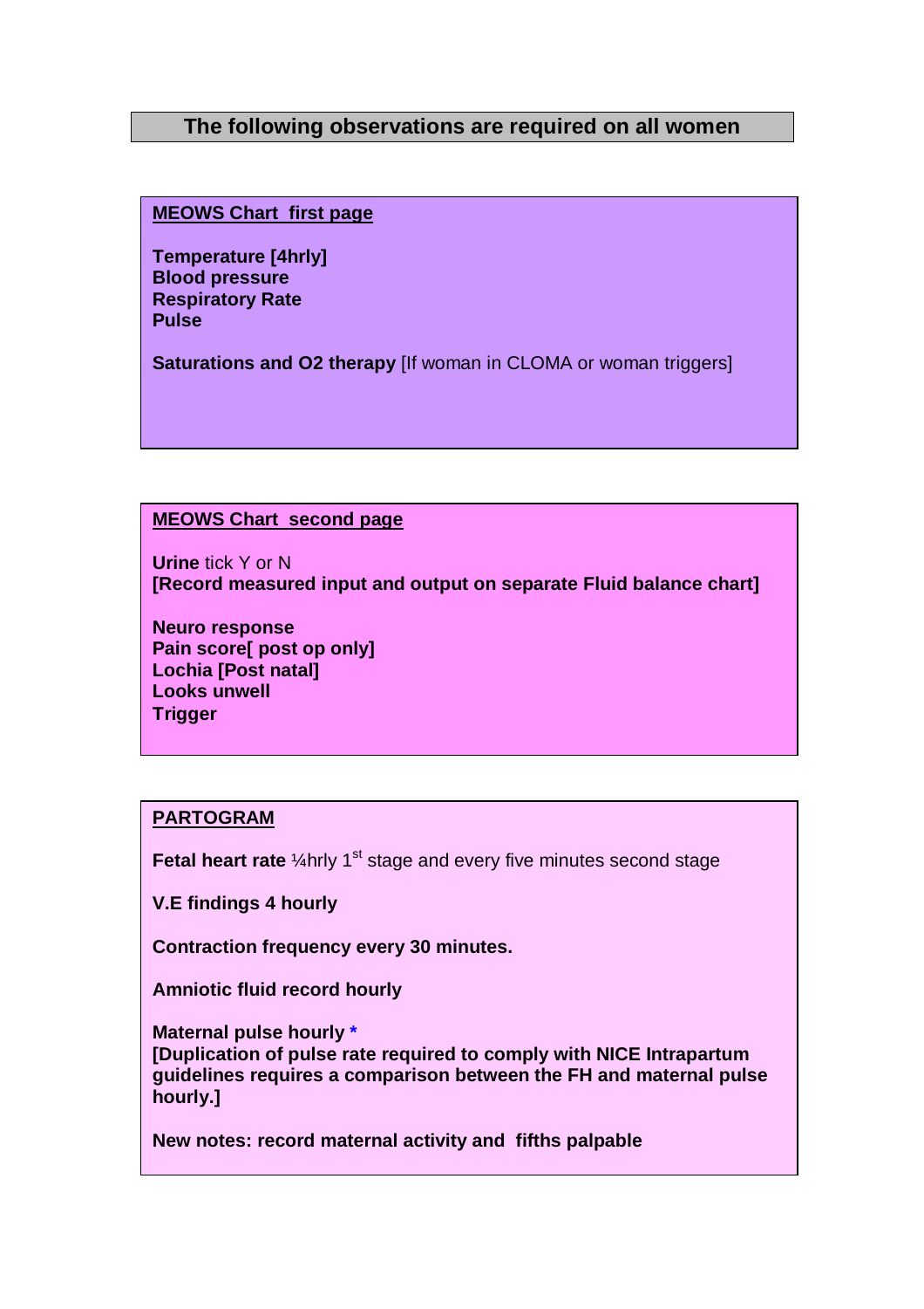## The following observations are required on all women

**<u>MEOWS Chart first page</u>**

**Temperature [4hrly]**
**Blood pressure**
**Respiratory Rate**
**Pulse**

**Saturations and O2 therapy** [If woman in CLOMA or woman triggers]

**<u>MEOWS Chart second page</u>**

**Urine** tick Y or N
**[Record measured input and output on separate Fluid balance chart]**

**Neuro response**
**Pain score[ post op only]**
**Lochia [Post natal]**
**Looks unwell**
**Trigger**

**<u>PARTOGRAM</u>**

**Fetal heart rate** ¼hrly 1st stage and every five minutes second stage

**V.E findings 4 hourly**

**Contraction frequency every 30 minutes.**

**Amniotic fluid record hourly**

**Maternal pulse hourly** *
**[Duplication of pulse rate required to comply with NICE Intrapartum guidelines requires a comparison between the FH and maternal pulse hourly.]**

**New notes: record maternal activity and fifths palpable**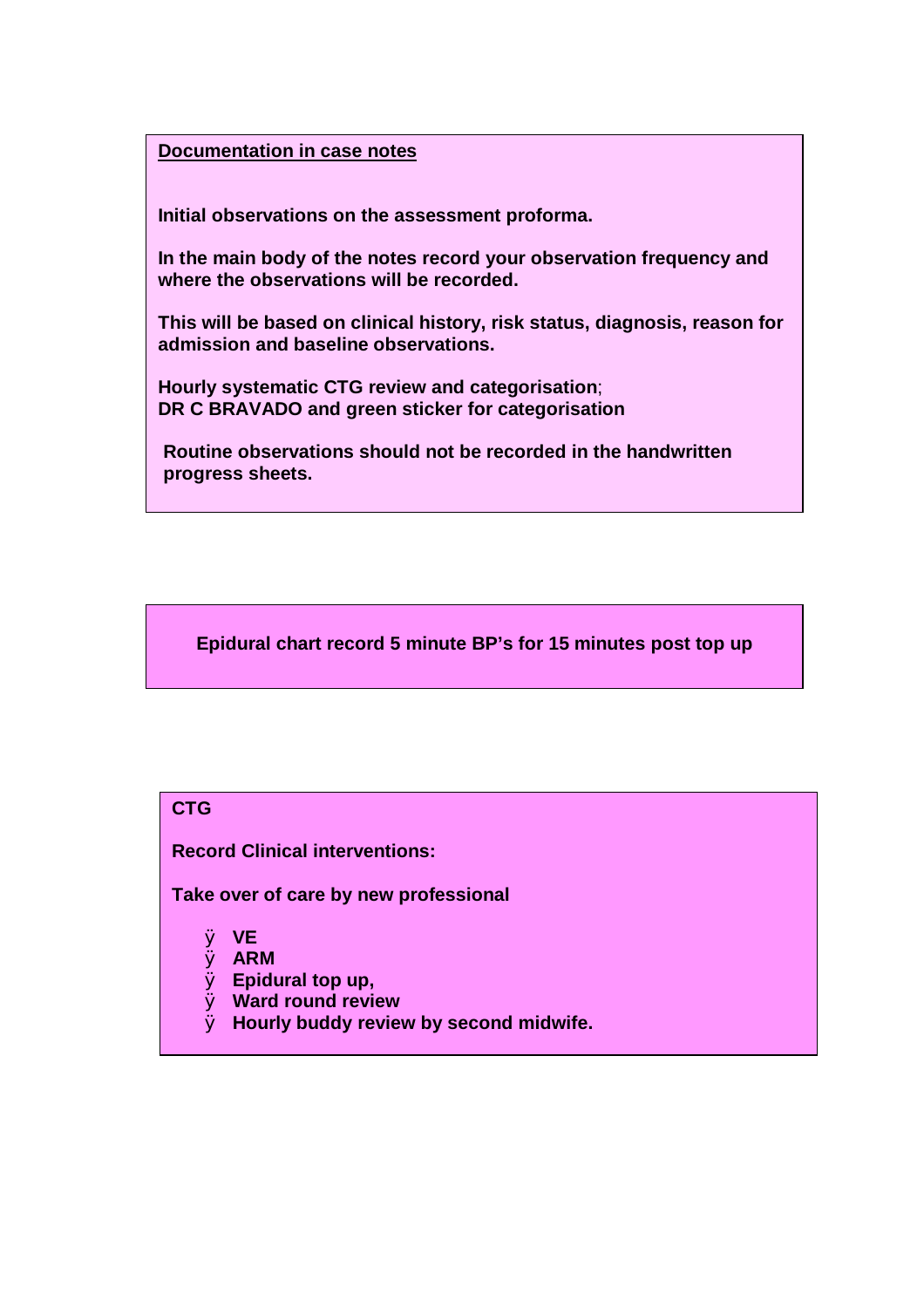**Documentation in case notes**

**Initial observations on the assessment proforma.**

**In the main body of the notes record your observation frequency and where the observations will be recorded.**

**This will be based on clinical history, risk status, diagnosis, reason for admission and baseline observations.**

**Hourly systematic CTG review and categorisation**;
**DR C BRAVADO and green sticker for categorisation**

**Routine observations should not be recorded in the handwritten progress sheets.**

**Epidural chart record 5 minute BP's for 15 minutes post top up**

**CTG**

**Record Clinical interventions:**

**Take over of care by new professional**

- **VE**
- **ARM**
- **Epidural top up,**
- **Ward round review**
- **Hourly buddy review by second midwife.**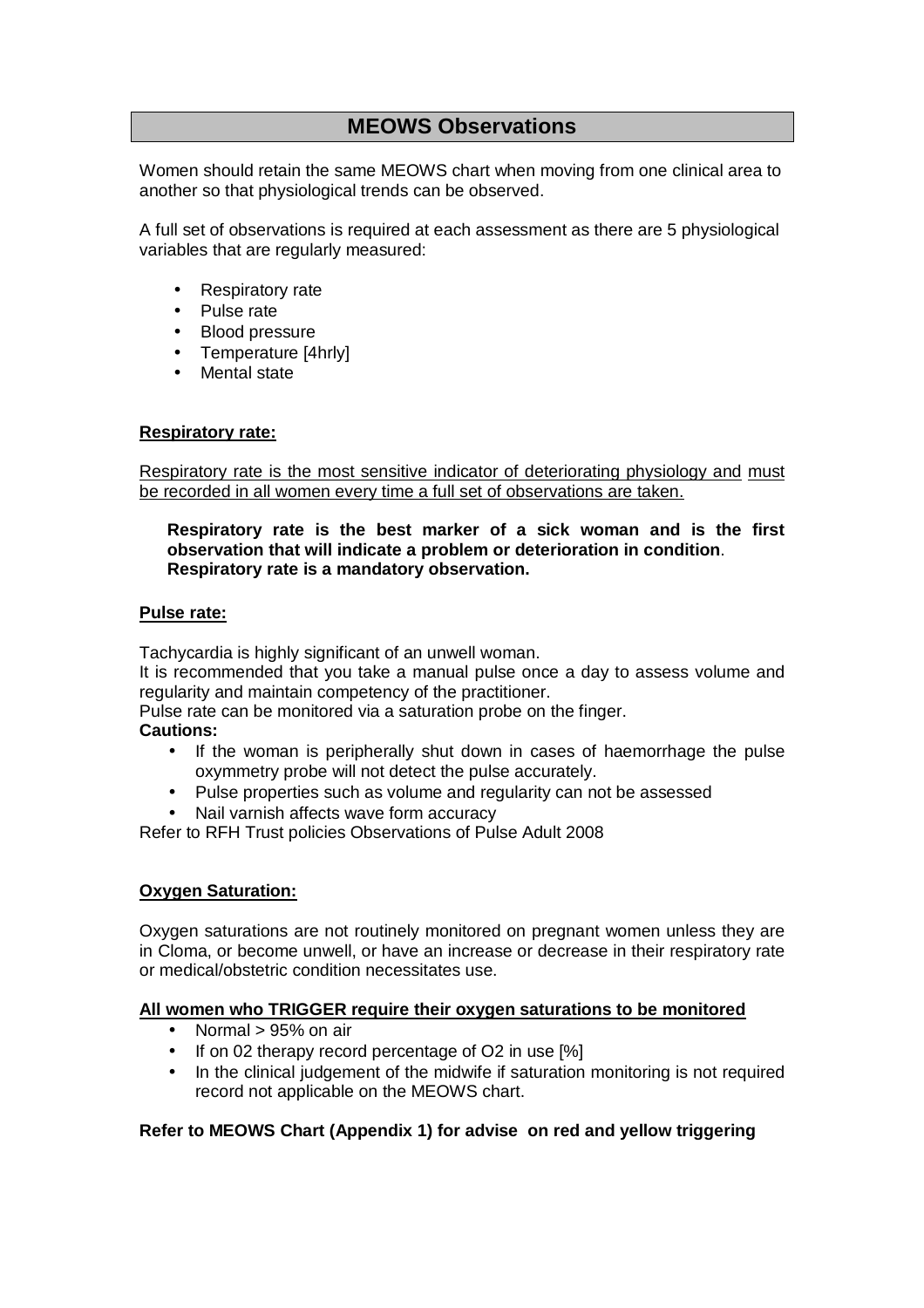## MEOWS Observations

Women should retain the same MEOWS chart when moving from one clinical area to another so that physiological trends can be observed.

A full set of observations is required at each assessment as there are 5 physiological variables that are regularly measured:

- Respiratory rate
- Pulse rate
- Blood pressure
- Temperature [4hrly]
- Mental state

**Respiratory rate:**

Respiratory rate is the most sensitive indicator of deteriorating physiology and must be recorded in all women every time a full set of observations are taken.

> **Respiratory rate is the best marker of a sick woman and is the first observation that will indicate a problem or deterioration in condition**. **Respiratory rate is a mandatory observation.**

**Pulse rate:**

Tachycardia is highly significant of an unwell woman.
It is recommended that you take a manual pulse once a day to assess volume and regularity and maintain competency of the practitioner.
Pulse rate can be monitored via a saturation probe on the finger.
**Cautions:**

- If the woman is peripherally shut down in cases of haemorrhage the pulse oxymmetry probe will not detect the pulse accurately.
- Pulse properties such as volume and regularity can not be assessed
- Nail varnish affects wave form accuracy

Refer to RFH Trust policies Observations of Pulse Adult 2008

**Oxygen Saturation:**

Oxygen saturations are not routinely monitored on pregnant women unless they are in Cloma, or become unwell, or have an increase or decrease in their respiratory rate or medical/obstetric condition necessitates use.

**All women who TRIGGER require their oxygen saturations to be monitored**

- Normal > 95% on air
- If on 02 therapy record percentage of O2 in use [%]
- In the clinical judgement of the midwife if saturation monitoring is not required record not applicable on the MEOWS chart.

**Refer to MEOWS Chart (Appendix 1) for advise on red and yellow triggering**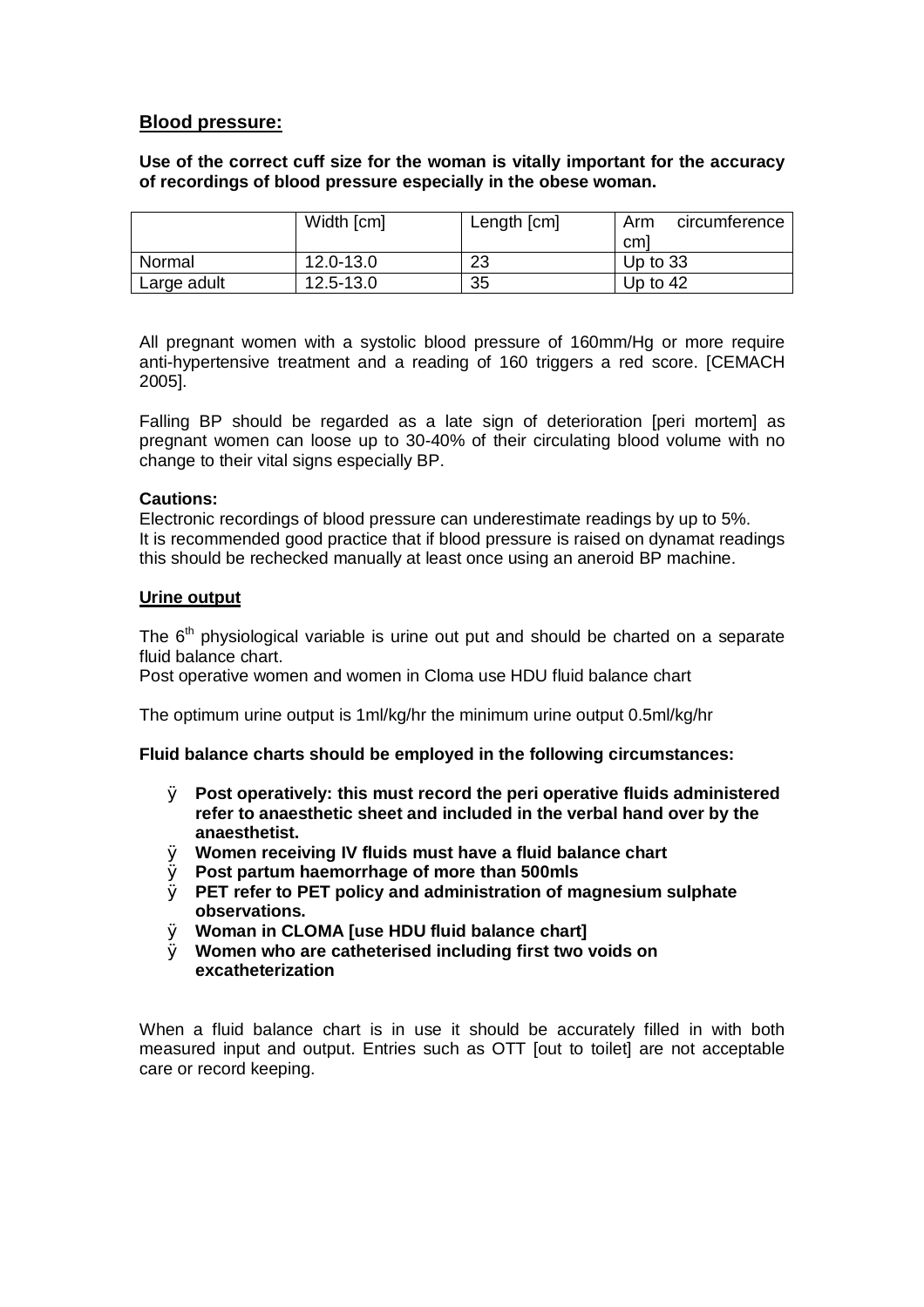## Blood pressure:

**Use of the correct cuff size for the woman is vitally important for the accuracy of recordings of blood pressure especially in the obese woman.**

| | Width [cm] | Length [cm] | Arm circumference cm] |
|---|---|---|---|
| Normal | 12.0-13.0 | 23 | Up to 33 |
| Large adult | 12.5-13.0 | 35 | Up to 42 |

All pregnant women with a systolic blood pressure of 160mm/Hg or more require anti-hypertensive treatment and a reading of 160 triggers a red score. [CEMACH 2005].

Falling BP should be regarded as a late sign of deterioration [peri mortem] as pregnant women can loose up to 30-40% of their circulating blood volume with no change to their vital signs especially BP.

**Cautions:**

Electronic recordings of blood pressure can underestimate readings by up to 5%.
It is recommended good practice that if blood pressure is raised on dynamat readings this should be rechecked manually at least once using an aneroid BP machine.

## Urine output

The 6th physiological variable is urine out put and should be charted on a separate fluid balance chart.
Post operative women and women in Cloma use HDU fluid balance chart

The optimum urine output is 1ml/kg/hr the minimum urine output 0.5ml/kg/hr

**Fluid balance charts should be employed in the following circumstances:**

- **Post operatively: this must record the peri operative fluids administered refer to anaesthetic sheet and included in the verbal hand over by the anaesthetist.**
- **Women receiving IV fluids must have a fluid balance chart**
- **Post partum haemorrhage of more than 500mls**
- **PET refer to PET policy and administration of magnesium sulphate observations.**
- **Woman in CLOMA [use HDU fluid balance chart]**
- **Women who are catheterised including first two voids on excatheterization**

When a fluid balance chart is in use it should be accurately filled in with both measured input and output. Entries such as OTT [out to toilet] are not acceptable care or record keeping.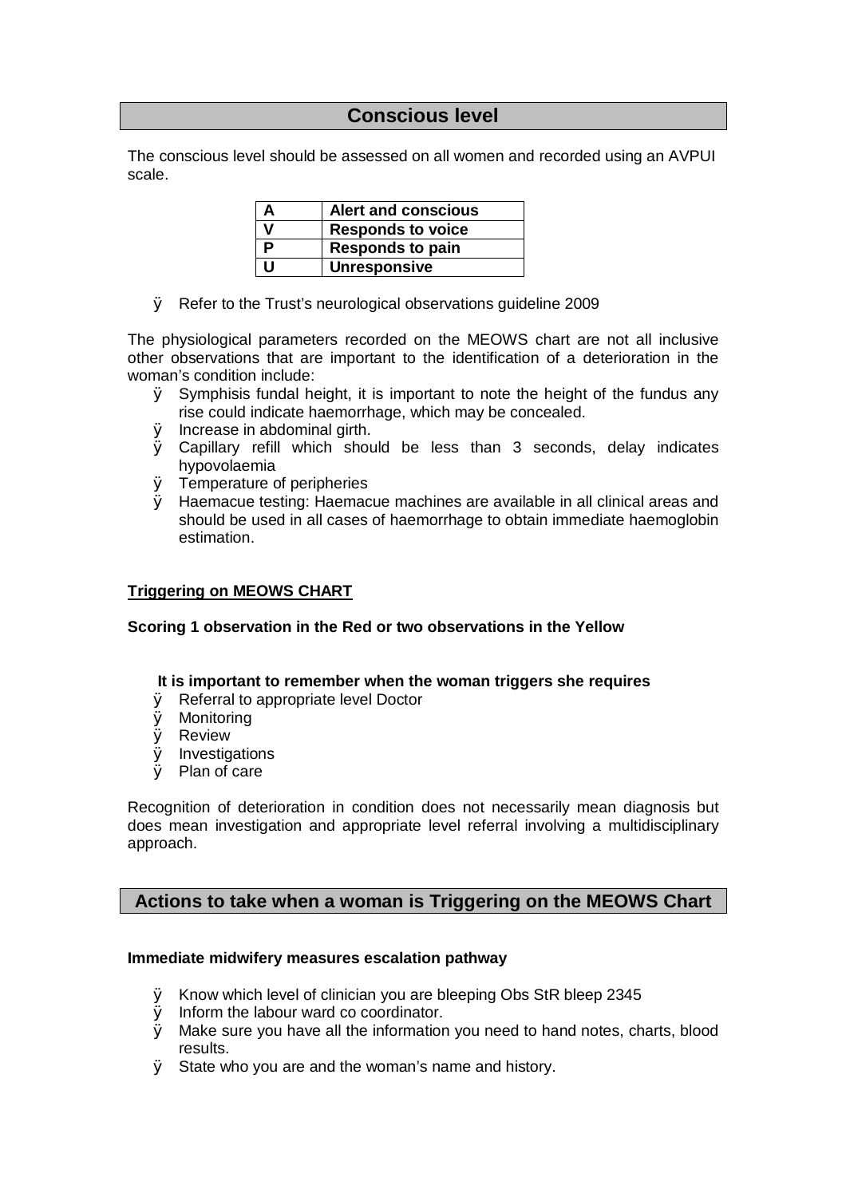## Conscious level

The conscious level should be assessed on all women and recorded using an AVPUI scale.

| A | Alert and conscious |
|---|---|
| V | Responds to voice |
| P | Responds to pain |
| U | Unresponsive |

- Refer to the Trust's neurological observations guideline 2009

The physiological parameters recorded on the MEOWS chart are not all inclusive other observations that are important to the identification of a deterioration in the woman's condition include:

- Symphisis fundal height, it is important to note the height of the fundus any rise could indicate haemorrhage, which may be concealed.
- Increase in abdominal girth.
- Capillary refill which should be less than 3 seconds, delay indicates hypovolaemia
- Temperature of peripheries
- Haemacue testing: Haemacue machines are available in all clinical areas and should be used in all cases of haemorrhage to obtain immediate haemoglobin estimation.

**Triggering on MEOWS CHART**

**Scoring 1 observation in the Red or two observations in the Yellow**

**It is important to remember when the woman triggers she requires**

- Referral to appropriate level Doctor
- Monitoring
- Review
- Investigations
- Plan of care

Recognition of deterioration in condition does not necessarily mean diagnosis but does mean investigation and appropriate level referral involving a multidisciplinary approach.

## Actions to take when a woman is Triggering on the MEOWS Chart

**Immediate midwifery measures escalation pathway**

- Know which level of clinician you are bleeping Obs StR bleep 2345
- Inform the labour ward co coordinator.
- Make sure you have all the information you need to hand notes, charts, blood results.
- State who you are and the woman's name and history.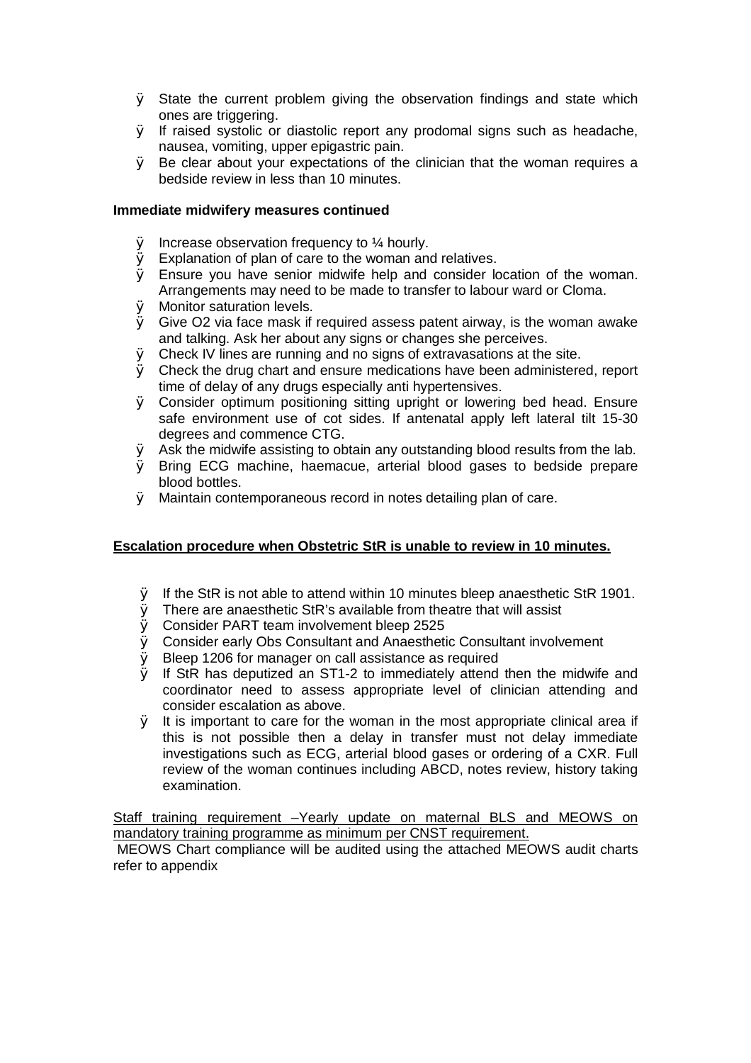- State the current problem giving the observation findings and state which ones are triggering.
- If raised systolic or diastolic report any prodomal signs such as headache, nausea, vomiting, upper epigastric pain.
- Be clear about your expectations of the clinician that the woman requires a bedside review in less than 10 minutes.

**Immediate midwifery measures continued**

- Increase observation frequency to ¼ hourly.
- Explanation of plan of care to the woman and relatives.
- Ensure you have senior midwife help and consider location of the woman. Arrangements may need to be made to transfer to labour ward or Cloma.
- Monitor saturation levels.
- Give O2 via face mask if required assess patent airway, is the woman awake and talking. Ask her about any signs or changes she perceives.
- Check IV lines are running and no signs of extravasations at the site.
- Check the drug chart and ensure medications have been administered, report time of delay of any drugs especially anti hypertensives.
- Consider optimum positioning sitting upright or lowering bed head. Ensure safe environment use of cot sides. If antenatal apply left lateral tilt 15-30 degrees and commence CTG.
- Ask the midwife assisting to obtain any outstanding blood results from the lab.
- Bring ECG machine, haemacue, arterial blood gases to bedside prepare blood bottles.
- Maintain contemporaneous record in notes detailing plan of care.

**<u>Escalation procedure when Obstetric StR is unable to review in 10 minutes.</u>**

- If the StR is not able to attend within 10 minutes bleep anaesthetic StR 1901.
- There are anaesthetic StR's available from theatre that will assist
- Consider PART team involvement bleep 2525
- Consider early Obs Consultant and Anaesthetic Consultant involvement
- Bleep 1206 for manager on call assistance as required
- If StR has deputized an ST1-2 to immediately attend then the midwife and coordinator need to assess appropriate level of clinician attending and consider escalation as above.
- It is important to care for the woman in the most appropriate clinical area if this is not possible then a delay in transfer must not delay immediate investigations such as ECG, arterial blood gases or ordering of a CXR. Full review of the woman continues including ABCD, notes review, history taking examination.

<u>Staff training requirement –Yearly update on maternal BLS and MEOWS on mandatory training programme as minimum per CNST requirement.</u>

MEOWS Chart compliance will be audited using the attached MEOWS audit charts refer to appendix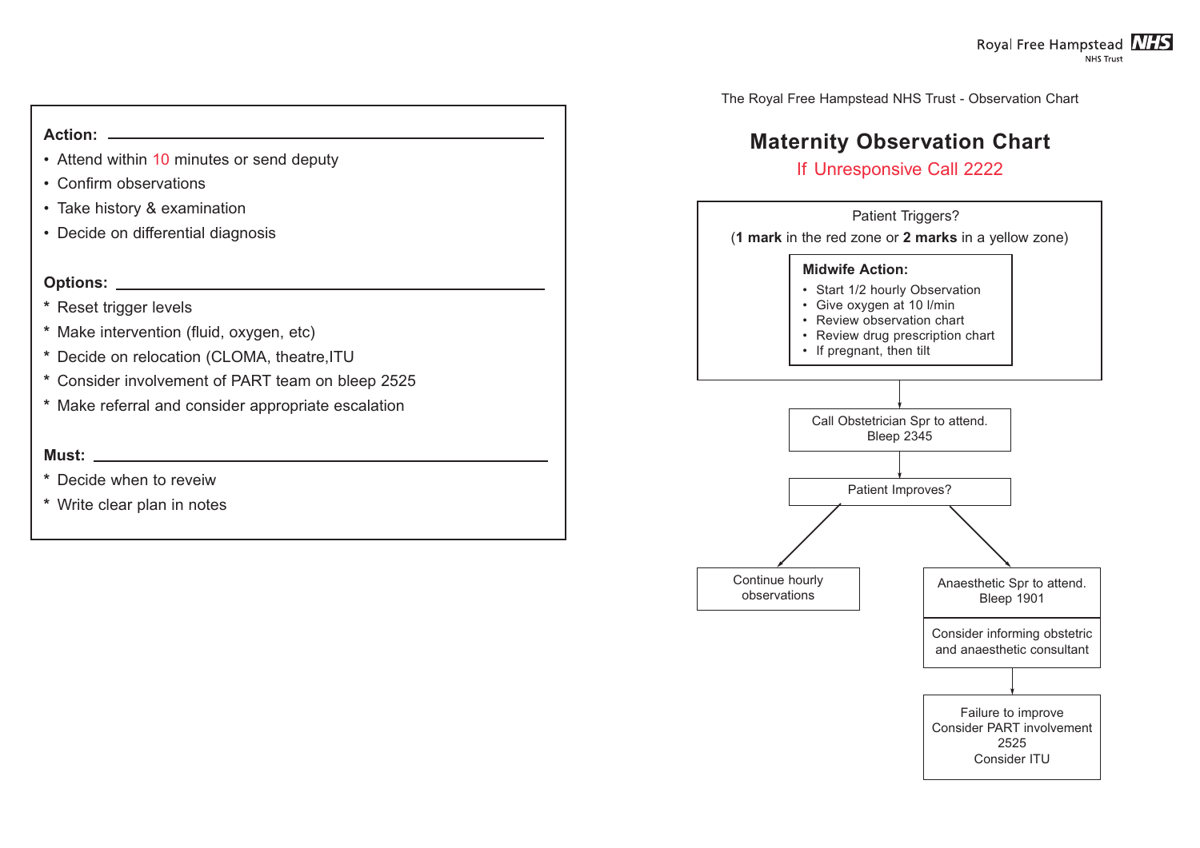**Action:**

- Attend within 10 minutes or send deputy
- Confirm observations
- Take history & examination
- Decide on differential diagnosis

**Options:**

* Reset trigger levels
* Make intervention (fluid, oxygen, etc)
* Decide on relocation (CLOMA, theatre,ITU
* Consider involvement of PART team on bleep 2525
* Make referral and consider appropriate escalation

**Must:**

* Decide when to reveiw
* Write clear plan in notes

The Royal Free Hampstead NHS Trust - Observation Chart

# Maternity Observation Chart

If Unresponsive Call 2222

Patient Triggers?

(**1 mark** in the red zone or **2 marks** in a yellow zone)

**Midwife Action:**

- Start 1/2 hourly Observation
- Give oxygen at 10 l/min
- Review observation chart
- Review drug prescription chart
- If pregnant, then tilt

↓

Call Obstetrician Spr to attend. Bleep 2345

↓

Patient Improves?

- Continue hourly observations
- Anaesthetic Spr to attend. Bleep 1901
  - Consider informing obstetric and anaesthetic consultant
  - ↓
  - Failure to improve
    Consider PART involvement 2525
    Consider ITU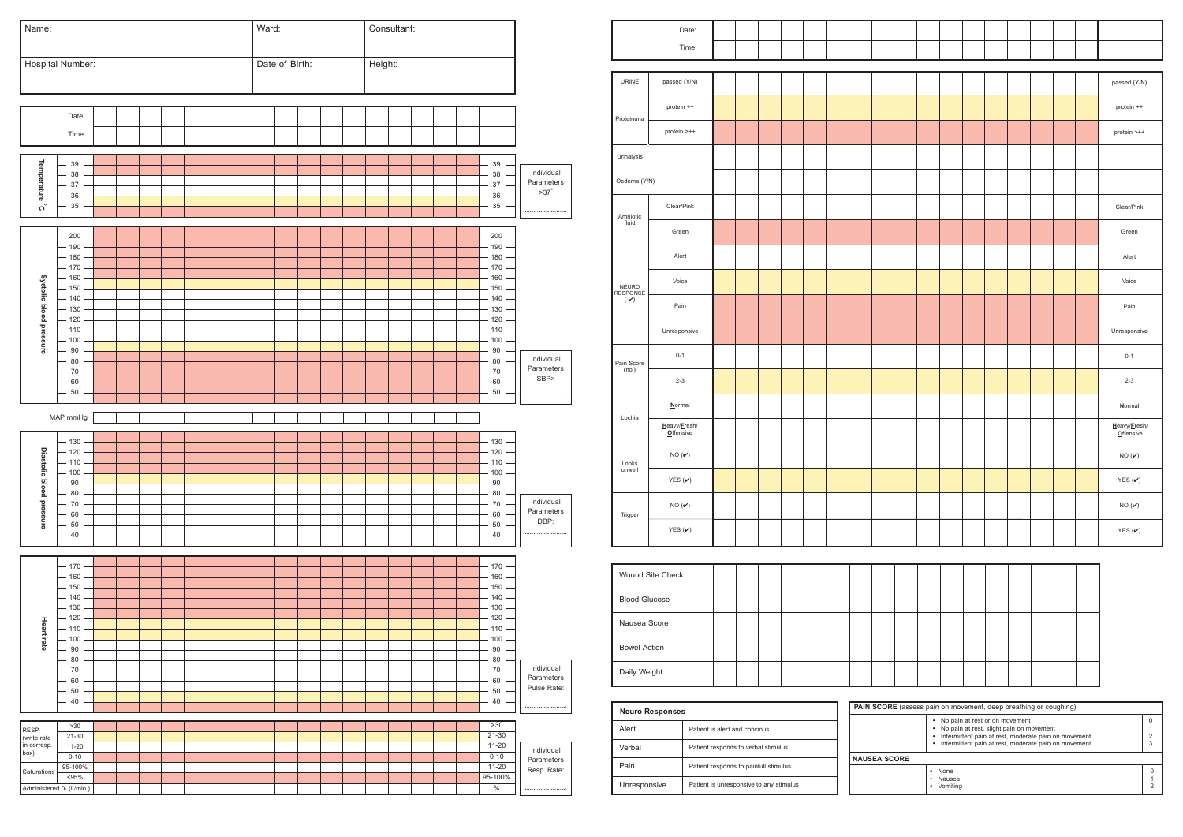| Name: | Ward: | Consultant: |
|---|---|---|
| **Hospital Number:** | **Date of Birth:** | **Height:** |

| Date: | | | | | | | | | | | | | | | | | |
|---|---|---|---|---|---|---|---|---|---|---|---|---|---|---|---|---|---|
| Time: | | | | | | | | | | | | | | | | | |

| Temperature °C | | | | | | | | | | | | | | | | | | Individual Parameters |
|---|---|---|---|---|---|---|---|---|---|---|---|---|---|---|---|---|---|---|
| 39 | | | | | | | | | | | | | | | | | 39 | >37° |
| 38 | | | | | | | | | | | | | | | | | 38 | ........ |
| 37 | | | | | | | | | | | | | | | | | 37 | |
| 36 | | | | | | | | | | | | | | | | | 36 | |
| 35 | | | | | | | | | | | | | | | | | 35 | |

| Systolic blood pressure | | | | | | | | | | | | | | | | | | Individual Parameters |
|---|---|---|---|---|---|---|---|---|---|---|---|---|---|---|---|---|---|---|
| 200 | | | | | | | | | | | | | | | | | 200 | |
| 190 | | | | | | | | | | | | | | | | | 190 | |
| 180 | | | | | | | | | | | | | | | | | 180 | |
| 170 | | | | | | | | | | | | | | | | | 170 | |
| 160 | | | | | | | | | | | | | | | | | 160 | |
| 150 | | | | | | | | | | | | | | | | | 150 | |
| 140 | | | | | | | | | | | | | | | | | 140 | |
| 130 | | | | | | | | | | | | | | | | | 130 | |
| 120 | | | | | | | | | | | | | | | | | 120 | |
| 110 | | | | | | | | | | | | | | | | | 110 | |
| 100 | | | | | | | | | | | | | | | | | 100 | |
| 90 | | | | | | | | | | | | | | | | | 90 | |
| 80 | | | | | | | | | | | | | | | | | 80 | SBP> |
| 70 | | | | | | | | | | | | | | | | | 70 | ........ |
| 60 | | | | | | | | | | | | | | | | | 60 | |
| 50 | | | | | | | | | | | | | | | | | 50 | |

| MAP mmHg | | | | | | | | | | | | | | | | | |
|---|---|---|---|---|---|---|---|---|---|---|---|---|---|---|---|---|---|

| Diastolic blood pressure | | | | | | | | | | | | | | | | | | Individual Parameters |
|---|---|---|---|---|---|---|---|---|---|---|---|---|---|---|---|---|---|---|
| 130 | | | | | | | | | | | | | | | | | 130 | |
| 120 | | | | | | | | | | | | | | | | | 120 | |
| 110 | | | | | | | | | | | | | | | | | 110 | |
| 100 | | | | | | | | | | | | | | | | | 100 | |
| 90 | | | | | | | | | | | | | | | | | 90 | |
| 80 | | | | | | | | | | | | | | | | | 80 | |
| 70 | | | | | | | | | | | | | | | | | 70 | DBP: |
| 60 | | | | | | | | | | | | | | | | | 60 | ........ |
| 50 | | | | | | | | | | | | | | | | | 50 | |
| 40 | | | | | | | | | | | | | | | | | 40 | |

| Heart rate | | | | | | | | | | | | | | | | | | Individual Parameters |
|---|---|---|---|---|---|---|---|---|---|---|---|---|---|---|---|---|---|---|
| 170 | | | | | | | | | | | | | | | | | 170 | |
| 160 | | | | | | | | | | | | | | | | | 160 | |
| 150 | | | | | | | | | | | | | | | | | 150 | |
| 140 | | | | | | | | | | | | | | | | | 140 | |
| 130 | | | | | | | | | | | | | | | | | 130 | |
| 120 | | | | | | | | | | | | | | | | | 120 | |
| 110 | | | | | | | | | | | | | | | | | 110 | |
| 100 | | | | | | | | | | | | | | | | | 100 | |
| 90 | | | | | | | | | | | | | | | | | 90 | |
| 80 | | | | | | | | | | | | | | | | | 80 | |
| 70 | | | | | | | | | | | | | | | | | 70 | Pulse Rate: |
| 60 | | | | | | | | | | | | | | | | | 60 | ........ |
| 50 | | | | | | | | | | | | | | | | | 50 | |
| 40 | | | | | | | | | | | | | | | | | 40 | |

| RESP (write rate in corresp. box) | | | | | | | | | | | | | | | | | | | Individual Parameters |
|---|---|---|---|---|---|---|---|---|---|---|---|---|---|---|---|---|---|---|---|
| | >30 | | | | | | | | | | | | | | | | | >30 | |
| | 21-30 | | | | | | | | | | | | | | | | | 21-30 | |
| | 11-20 | | | | | | | | | | | | | | | | | 11-20 | Resp. Rate: |
| | 0-10 | | | | | | | | | | | | | | | | | 0-10 | ........ |
| Saturations | 95-100% | | | | | | | | | | | | | | | | | 11-20 | |
| | <95% | | | | | | | | | | | | | | | | | 95-100% | |
| Administered $O_2$ (L/min.) | | | | | | | | | | | | | | | | | | % | |

| | Date: | | | | | | | | | | | | | | | | | |
|---|---|---|---|---|---|---|---|---|---|---|---|---|---|---|---|---|---|---|
| | Time: | | | | | | | | | | | | | | | | | |
| URINE | passed (Y/N) | | | | | | | | | | | | | | | | | passed (Y/N) |
| Proteinuria | protein ++ | | | | | | | | | | | | | | | | | protein ++ |
| | protein >++ | | | | | | | | | | | | | | | | | protein >++ |
| Urinalysis | | | | | | | | | | | | | | | | | | |
| Oedema (Y/N) | | | | | | | | | | | | | | | | | | |
| Amniotic fluid | Clear/Pink | | | | | | | | | | | | | | | | | Clear/Pink |
| | Green | | | | | | | | | | | | | | | | | Green |
| NEURO RESPONSE (✔) | Alert | | | | | | | | | | | | | | | | | Alert |
| | Voice | | | | | | | | | | | | | | | | | Voice |
| | Pain | | | | | | | | | | | | | | | | | Pain |
| | Unresponsive | | | | | | | | | | | | | | | | | Unresponsive |
| Pain Score (no.) | 0-1 | | | | | | | | | | | | | | | | | 0-1 |
| | 2-3 | | | | | | | | | | | | | | | | | 2-3 |
| Lochia | Normal | | | | | | | | | | | | | | | | | Normal |
| | Heavy/Fresh/ Offensive | | | | | | | | | | | | | | | | | Heavy/Fresh/ Offensive |
| Looks unwell | NO (✔) | | | | | | | | | | | | | | | | | NO (✔) |
| | YES (✔) | | | | | | | | | | | | | | | | | YES (✔) |
| Trigger | NO (✔) | | | | | | | | | | | | | | | | | NO (✔) |
| | YES (✔) | | | | | | | | | | | | | | | | | YES (✔) |

| | | | | | | | | | | | | | | | | | |
|---|---|---|---|---|---|---|---|---|---|---|---|---|---|---|---|---|---|
| Wound Site Check | | | | | | | | | | | | | | | | | |
| Blood Glucose | | | | | | | | | | | | | | | | | |
| Nausea Score | | | | | | | | | | | | | | | | | |
| Bowel Action | | | | | | | | | | | | | | | | | |
| Daily Weight | | | | | | | | | | | | | | | | | |

| Neuro Responses | |
|---|---|
| Alert | Patient is alert and concious |
| Verbal | Patient responds to verbal stimulus |
| Pain | Patient responds to painfull stimulus |
| Unresponsive | Patient is unresponsive to any stimulus |

**PAIN SCORE** (assess pain on movement, deep breathing or coughing)

| | |
|---|---|
| • No pain at rest or on movement | 0 |
| • No pain at rest, slight pain on movement | 1 |
| • Intermittent pain at rest, moderate pain on movement | 2 |
| • Intermittent pain at rest, moderate pain on movement | 3 |

**NAUSEA SCORE**

| | |
|---|---|
| • None | 0 |
| • Nausea | 1 |
| • Vomiting | 2 |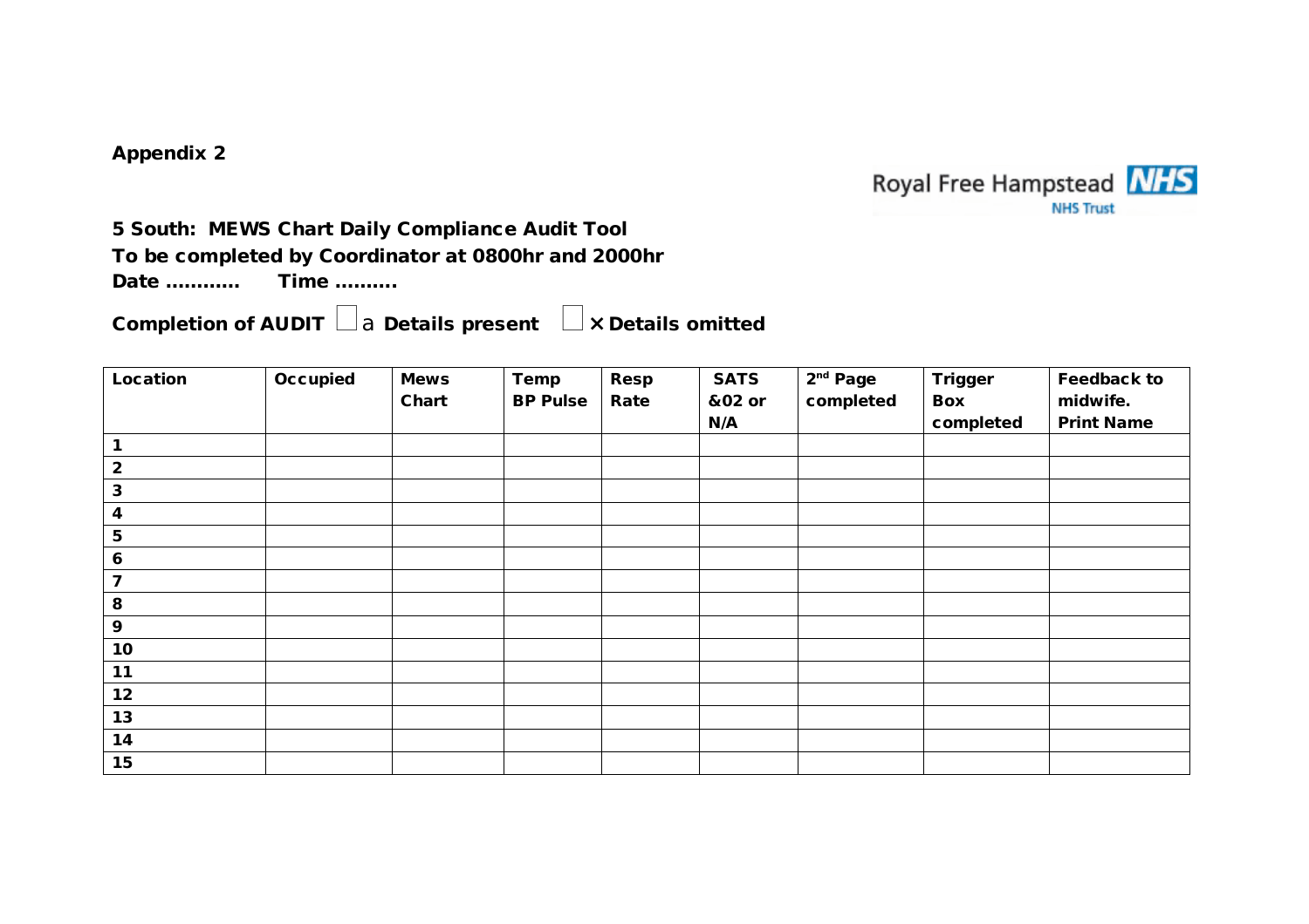**Appendix 2**

Royal Free Hampstead NHS Trust

**5 South: MEWS Chart Daily Compliance Audit Tool**
**To be completed by Coordinator at 0800hr and 2000hr**
**Date ………… Time ……….**

**Completion of AUDIT** ☐ a **Details present** ☐ × **Details omitted**

| Location | Occupied | Mews Chart | Temp BP Pulse | Resp Rate | SATS &02 or N/A | 2nd Page completed | Trigger Box completed | Feedback to midwife. Print Name |
|---|---|---|---|---|---|---|---|---|
| 1 | | | | | | | | |
| 2 | | | | | | | | |
| 3 | | | | | | | | |
| 4 | | | | | | | | |
| 5 | | | | | | | | |
| 6 | | | | | | | | |
| 7 | | | | | | | | |
| 8 | | | | | | | | |
| 9 | | | | | | | | |
| 10 | | | | | | | | |
| 11 | | | | | | | | |
| 12 | | | | | | | | |
| 13 | | | | | | | | |
| 14 | | | | | | | | |
| 15 | | | | | | | | |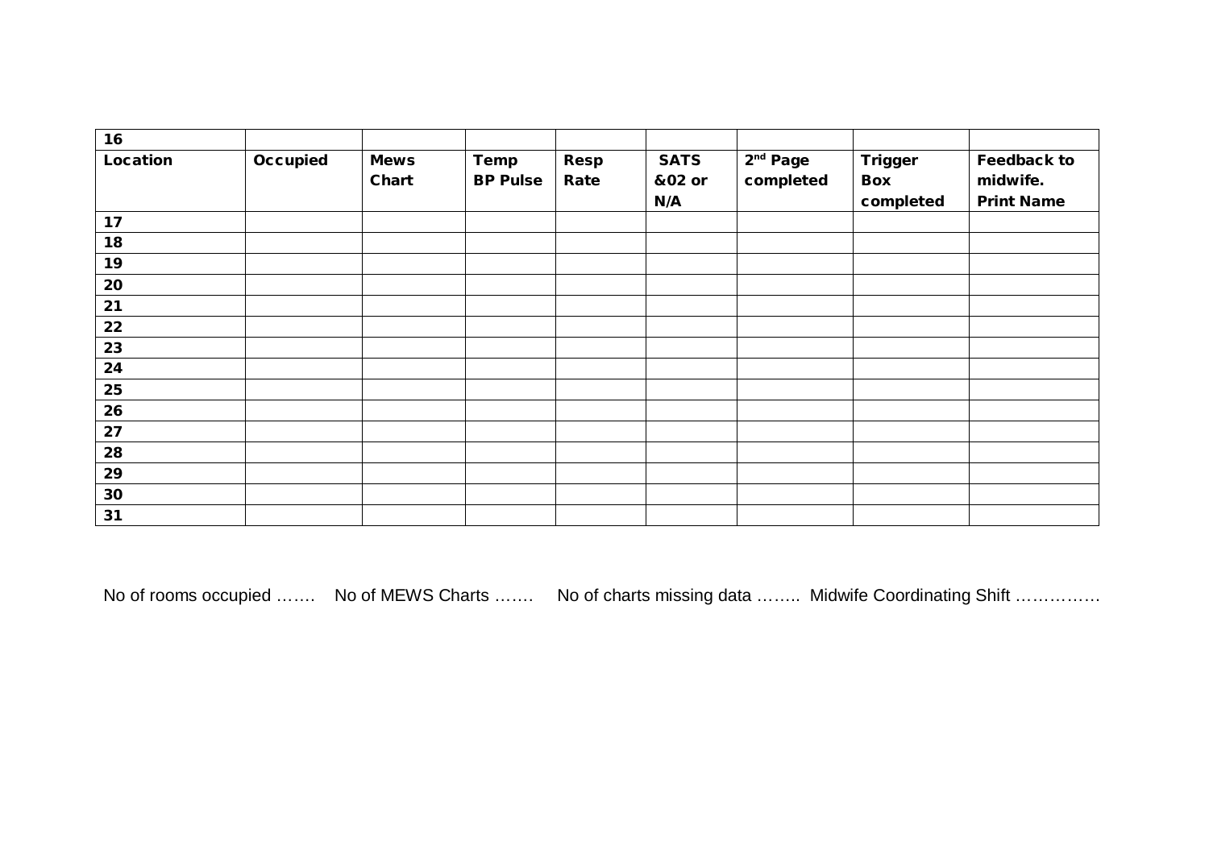| 16 | | | | | | | | |
|---|---|---|---|---|---|---|---|---|
| **Location** | **Occupied** | **Mews Chart** | **Temp BP Pulse** | **Resp Rate** | **SATS &02 or N/A** | **2nd Page completed** | **Trigger Box completed** | **Feedback to midwife. Print Name** |
| **17** | | | | | | | | |
| **18** | | | | | | | | |
| **19** | | | | | | | | |
| **20** | | | | | | | | |
| **21** | | | | | | | | |
| **22** | | | | | | | | |
| **23** | | | | | | | | |
| **24** | | | | | | | | |
| **25** | | | | | | | | |
| **26** | | | | | | | | |
| **27** | | | | | | | | |
| **28** | | | | | | | | |
| **29** | | | | | | | | |
| **30** | | | | | | | | |
| **31** | | | | | | | | |

No of rooms occupied ……. No of MEWS Charts ……. No of charts missing data …….. Midwife Coordinating Shift ……………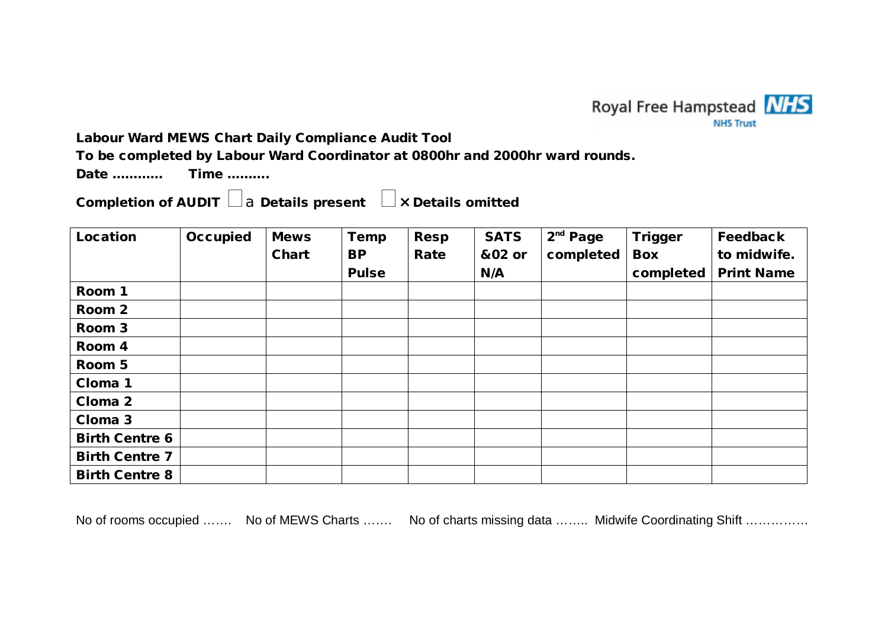Royal Free Hampstead NHS Trust

**Labour Ward MEWS Chart Daily Compliance Audit Tool**

**To be completed by Labour Ward Coordinator at 0800hr and 2000hr ward rounds.**

**Date ………… Time ……….**

**Completion of AUDIT** ☐ a **Details present** ☐ × **Details omitted**

| Location | Occupied | Mews Chart | Temp BP Pulse | Resp Rate | SATS &02 or N/A | 2nd Page completed | Trigger Box completed | Feedback to midwife. Print Name |
|---|---|---|---|---|---|---|---|---|
| Room 1 | | | | | | | | |
| Room 2 | | | | | | | | |
| Room 3 | | | | | | | | |
| Room 4 | | | | | | | | |
| Room 5 | | | | | | | | |
| Cloma 1 | | | | | | | | |
| Cloma 2 | | | | | | | | |
| Cloma 3 | | | | | | | | |
| Birth Centre 6 | | | | | | | | |
| Birth Centre 7 | | | | | | | | |
| Birth Centre 8 | | | | | | | | |

No of rooms occupied ……. No of MEWS Charts ……. No of charts missing data …….. Midwife Coordinating Shift ……………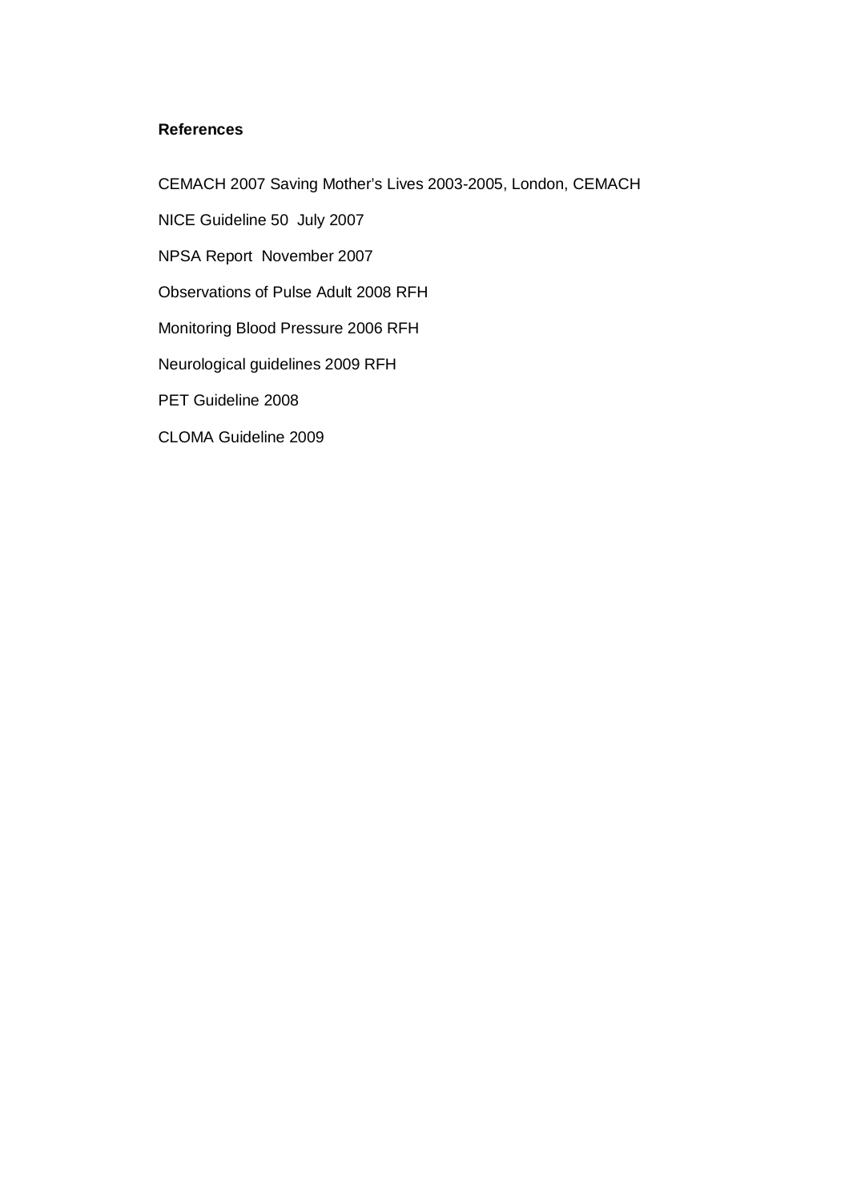**References**

CEMACH 2007 Saving Mother's Lives 2003-2005, London, CEMACH

NICE Guideline 50 July 2007

NPSA Report November 2007

Observations of Pulse Adult 2008 RFH

Monitoring Blood Pressure 2006 RFH

Neurological guidelines 2009 RFH

PET Guideline 2008

CLOMA Guideline 2009